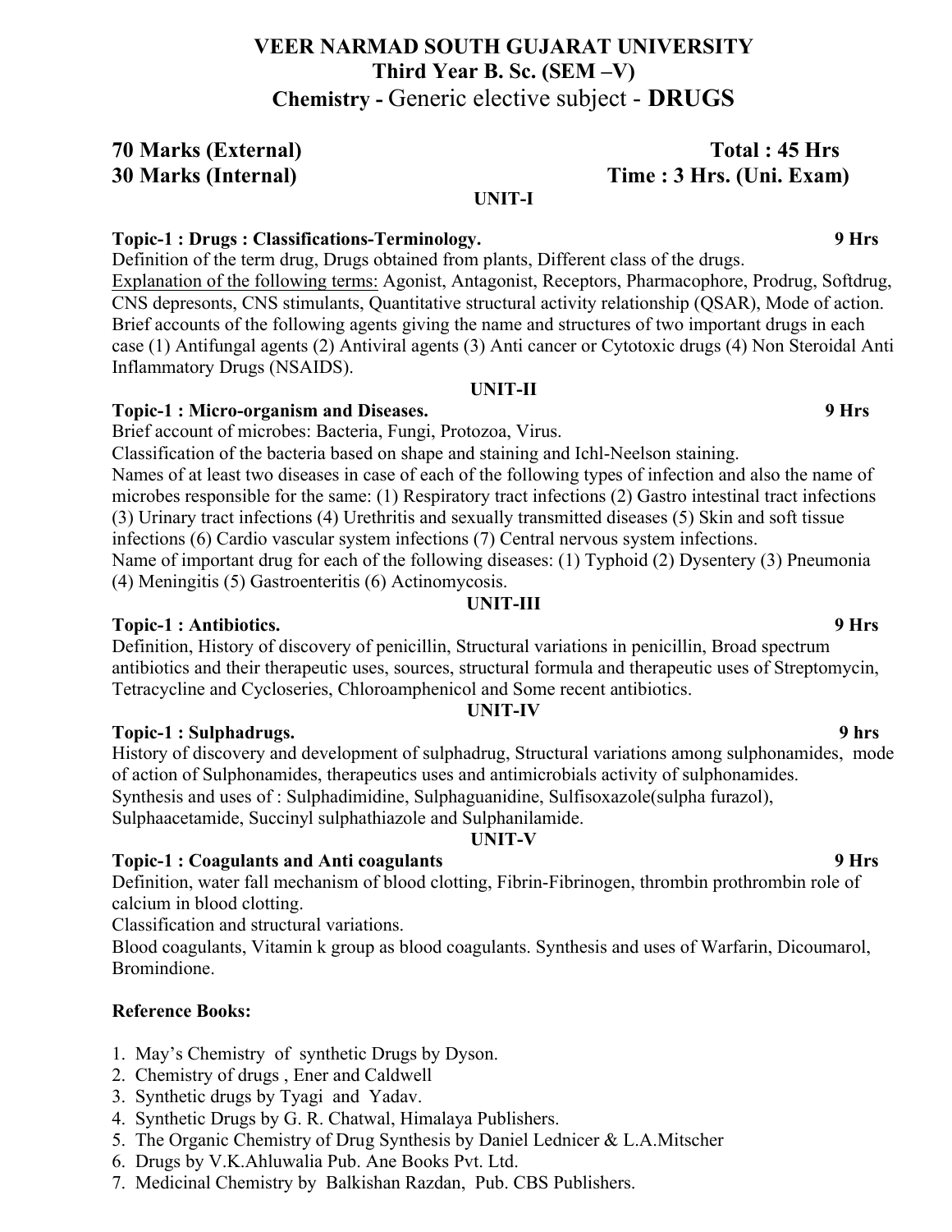# VEER NARMAD SOUTH GUJARAT UNIVERSITY

## Third Year B. Sc. (SEM –V)

## Chemistry - Generic elective subject - DRUGS

**70 Marks (External)** **Total : 45 Hrs**

**30 Marks (Internal)** **Time : 3 Hrs. (Uni. Exam)**

### UNIT-I

**Topic-1 : Drugs : Classifications-Terminology.** **9 Hrs**

Definition of the term drug, Drugs obtained from plants, Different class of the drugs.

Explanation of the following terms: Agonist, Antagonist, Receptors, Pharmacophore, Prodrug, Softdrug, CNS depresonts, CNS stimulants, Quantitative structural activity relationship (QSAR), Mode of action.

Brief accounts of the following agents giving the name and structures of two important drugs in each case (1) Antifungal agents (2) Antiviral agents (3) Anti cancer or Cytotoxic drugs (4) Non Steroidal Anti Inflammatory Drugs (NSAIDS).

### UNIT-II

**Topic-1 : Micro-organism and Diseases.** **9 Hrs**

Brief account of microbes: Bacteria, Fungi, Protozoa, Virus.

Classification of the bacteria based on shape and staining and Ichl-Neelson staining.

Names of at least two diseases in case of each of the following types of infection and also the name of microbes responsible for the same: (1) Respiratory tract infections (2) Gastro intestinal tract infections (3) Urinary tract infections (4) Urethritis and sexually transmitted diseases (5) Skin and soft tissue infections (6) Cardio vascular system infections (7) Central nervous system infections.

Name of important drug for each of the following diseases: (1) Typhoid (2) Dysentery (3) Pneumonia (4) Meningitis (5) Gastroenteritis (6) Actinomycosis.

### UNIT-III

**Topic-1 : Antibiotics.** **9 Hrs**

Definition, History of discovery of penicillin, Structural variations in penicillin, Broad spectrum antibiotics and their therapeutic uses, sources, structural formula and therapeutic uses of Streptomycin, Tetracycline and Cycloseries, Chloroamphenicol and Some recent antibiotics.

### UNIT-IV

**Topic-1 : Sulphadrugs.** **9 hrs**

History of discovery and development of sulphadrug, Structural variations among sulphonamides, mode of action of Sulphonamides, therapeutics uses and antimicrobials activity of sulphonamides.

Synthesis and uses of : Sulphadimidine, Sulphaguanidine, Sulfisoxazole(sulpha furazol), Sulphaacetamide, Succinyl sulphathiazole and Sulphanilamide.

### UNIT-V

**Topic-1 : Coagulants and Anti coagulants** **9 Hrs**

Definition, water fall mechanism of blood clotting, Fibrin-Fibrinogen, thrombin prothrombin role of calcium in blood clotting.

Classification and structural variations.

Blood coagulants, Vitamin k group as blood coagulants. Synthesis and uses of Warfarin, Dicoumarol, Bromindione.

### Reference Books:

1. May's Chemistry of synthetic Drugs by Dyson.
2. Chemistry of drugs , Ener and Caldwell
3. Synthetic drugs by Tyagi and Yadav.
4. Synthetic Drugs by G. R. Chatwal, Himalaya Publishers.
5. The Organic Chemistry of Drug Synthesis by Daniel Lednicer & L.A.Mitscher
6. Drugs by V.K.Ahluwalia Pub. Ane Books Pvt. Ltd.
7. Medicinal Chemistry by Balkishan Razdan, Pub. CBS Publishers.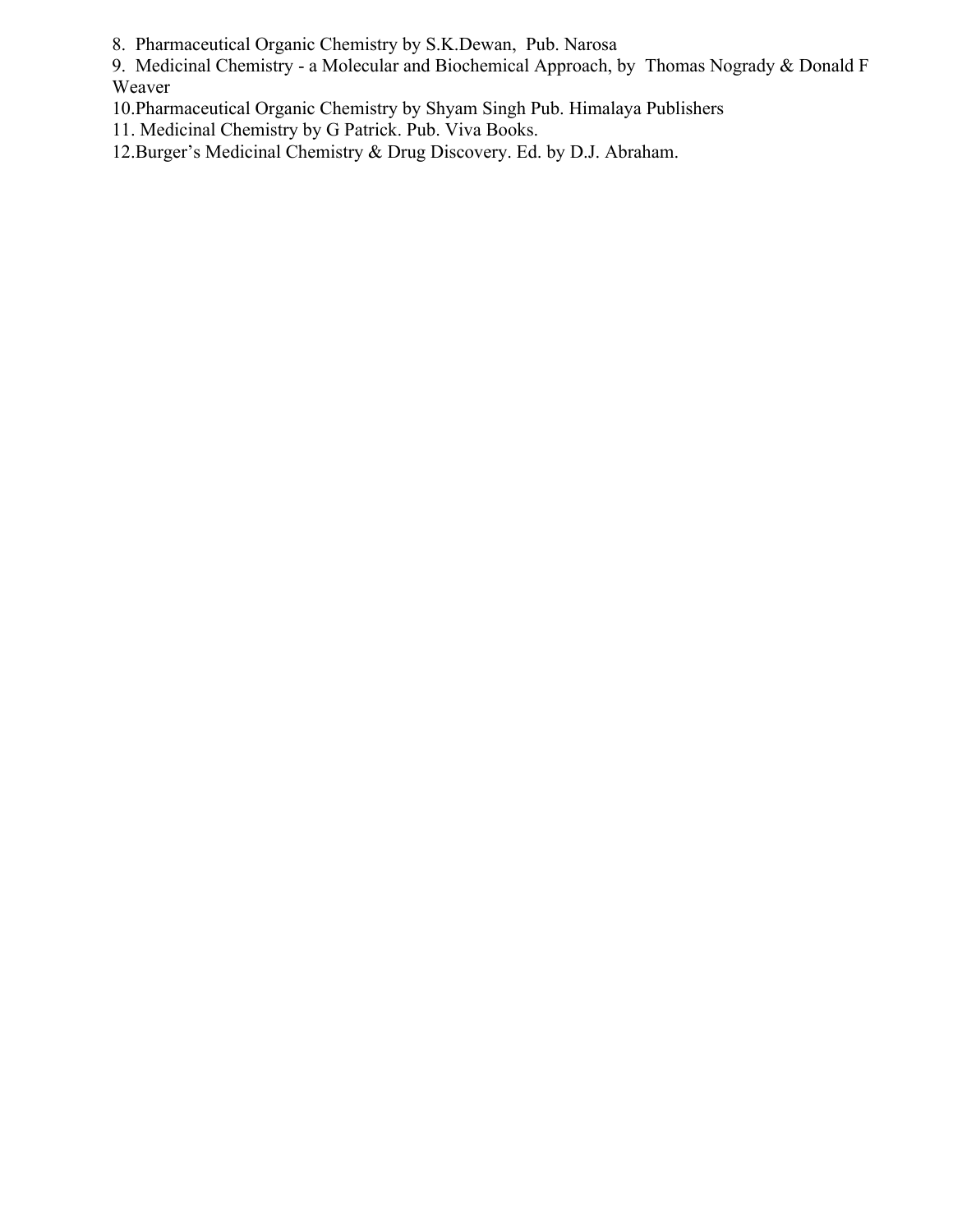8. Pharmaceutical Organic Chemistry by S.K.Dewan, Pub. Narosa
9. Medicinal Chemistry - a Molecular and Biochemical Approach, by Thomas Nogrady & Donald F Weaver
10. Pharmaceutical Organic Chemistry by Shyam Singh Pub. Himalaya Publishers
11. Medicinal Chemistry by G Patrick. Pub. Viva Books.
12. Burger's Medicinal Chemistry & Drug Discovery. Ed. by D.J. Abraham.